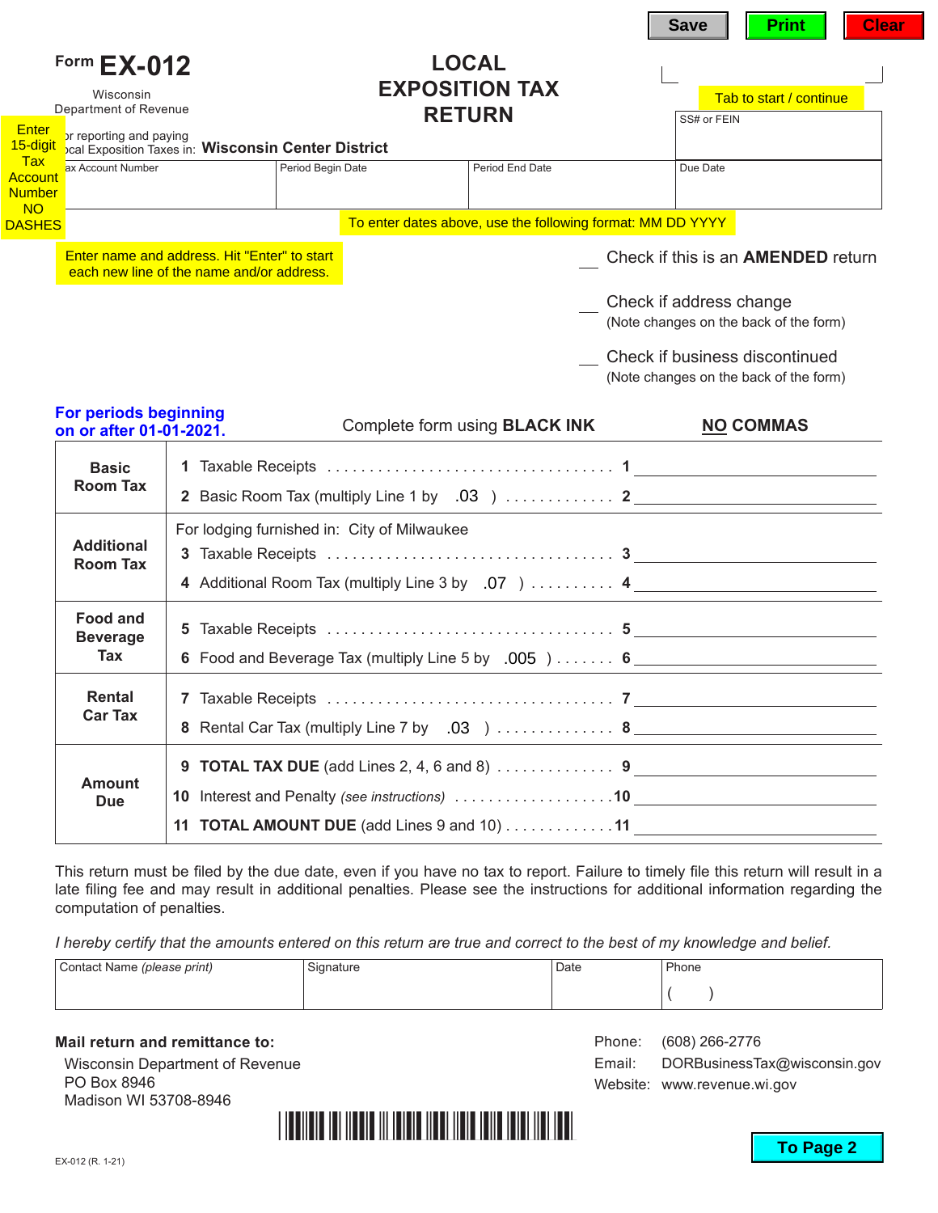Save | Print | Clear

Form **EX-012**

Wisconsin Department of Revenue

# LOCAL EXPOSITION TAX RETURN

Tab to start / continue

Enter 15-digit Tax Account Number NO DASHES

For reporting and paying Local Exposition Taxes in: **Wisconsin Center District**

| Tax Account Number | Period Begin Date | Period End Date | SS# or FEIN |
|---|---|---|---|
| | | | Due Date |

To enter dates above, use the following format: MM DD YYYY

Enter name and address. Hit "Enter" to start each new line of the name and/or address.

___ Check if this is an **AMENDED** return

___ Check if address change
(Note changes on the back of the form)

___ Check if business discontinued
(Note changes on the back of the form)

**For periods beginning on or after 01-01-2021.**

Complete form using **BLACK INK**

**NO COMMAS**

| | | | |
|---|---|---|---|
| **Basic Room Tax** | 1 Taxable Receipts | 1 | |
| | 2 Basic Room Tax (multiply Line 1 by .03 ) | 2 | |
| **Additional Room Tax** | For lodging furnished in: City of Milwaukee | | |
| | 3 Taxable Receipts | 3 | |
| | 4 Additional Room Tax (multiply Line 3 by .07 ) | 4 | |
| **Food and Beverage Tax** | 5 Taxable Receipts | 5 | |
| | 6 Food and Beverage Tax (multiply Line 5 by .005 ) | 6 | |
| **Rental Car Tax** | 7 Taxable Receipts | 7 | |
| | 8 Rental Car Tax (multiply Line 7 by .03 ) | 8 | |
| **Amount Due** | 9 **TOTAL TAX DUE** (add Lines 2, 4, 6 and 8) | 9 | |
| | 10 Interest and Penalty *(see instructions)* | 10 | |
| | 11 **TOTAL AMOUNT DUE** (add Lines 9 and 10) | 11 | |

This return must be filed by the due date, even if you have no tax to report. Failure to timely file this return will result in a late filing fee and may result in additional penalties. Please see the instructions for additional information regarding the computation of penalties.

*I hereby certify that the amounts entered on this return are true and correct to the best of my knowledge and belief.*

| Contact Name *(please print)* | Signature | Date | Phone |
|---|---|---|---|
| | | | ( ) |

**Mail return and remittance to:**

Wisconsin Department of Revenue
PO Box 8946
Madison WI 53708-8946

Phone: (608) 266-2776
Email: DORBusinessTax@wisconsin.gov
Website: www.revenue.wi.gov

EX-012 (R. 1-21)

To Page 2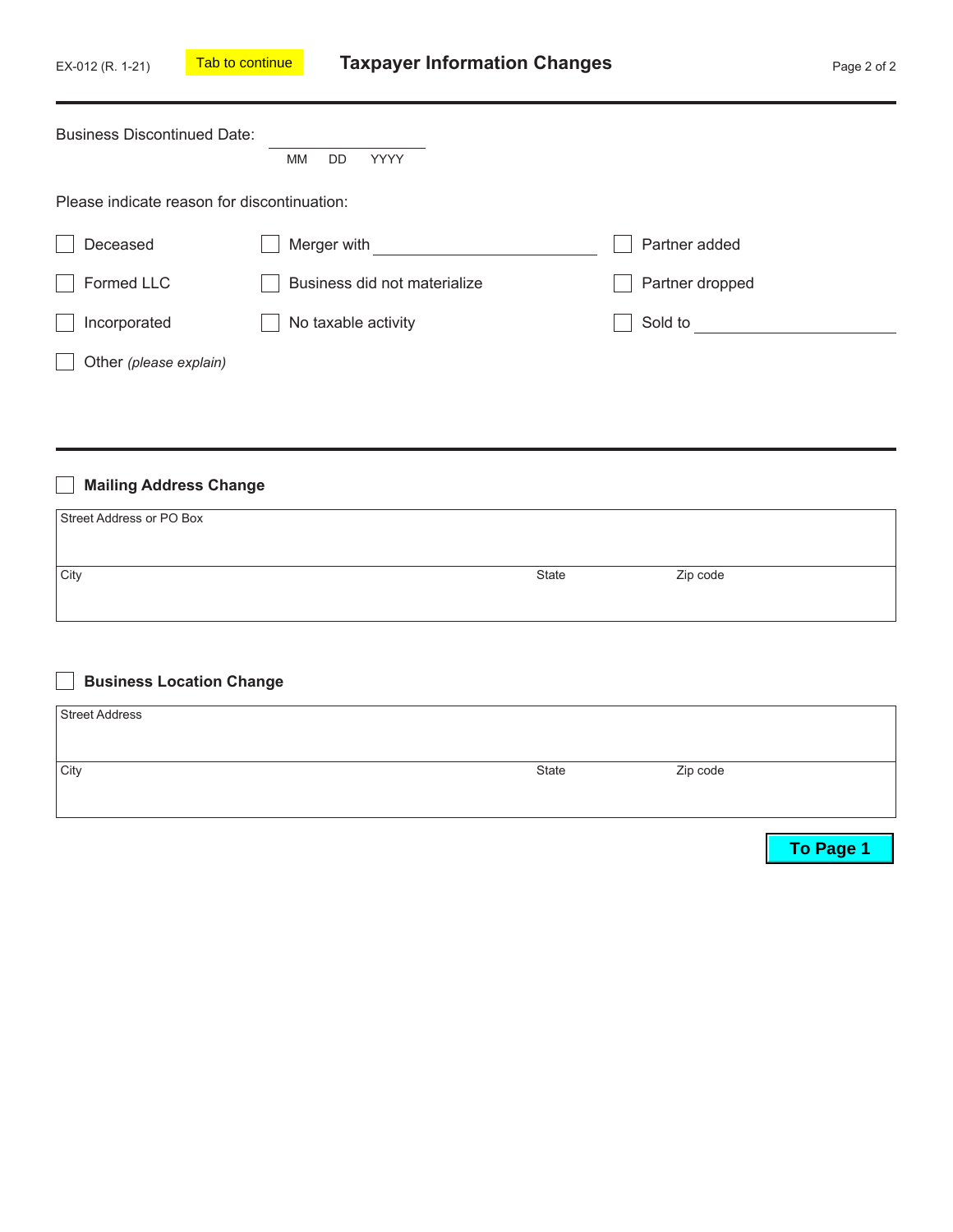Business Discontinued Date: ______________
MM DD YYYY

Please indicate reason for discontinuation:

- ☐ Deceased
- ☐ Merger with ______________
- ☐ Partner added
- ☐ Formed LLC
- ☐ Business did not materialize
- ☐ Partner dropped
- ☐ Incorporated
- ☐ No taxable activity
- ☐ Sold to ______________
- ☐ Other *(please explain)*

---

☐ **Mailing Address Change**

| Street Address or PO Box | | |
|---|---|---|
| City | State | Zip code |

☐ **Business Location Change**

| Street Address | | |
|---|---|---|
| City | State | Zip code |

**To Page 1**